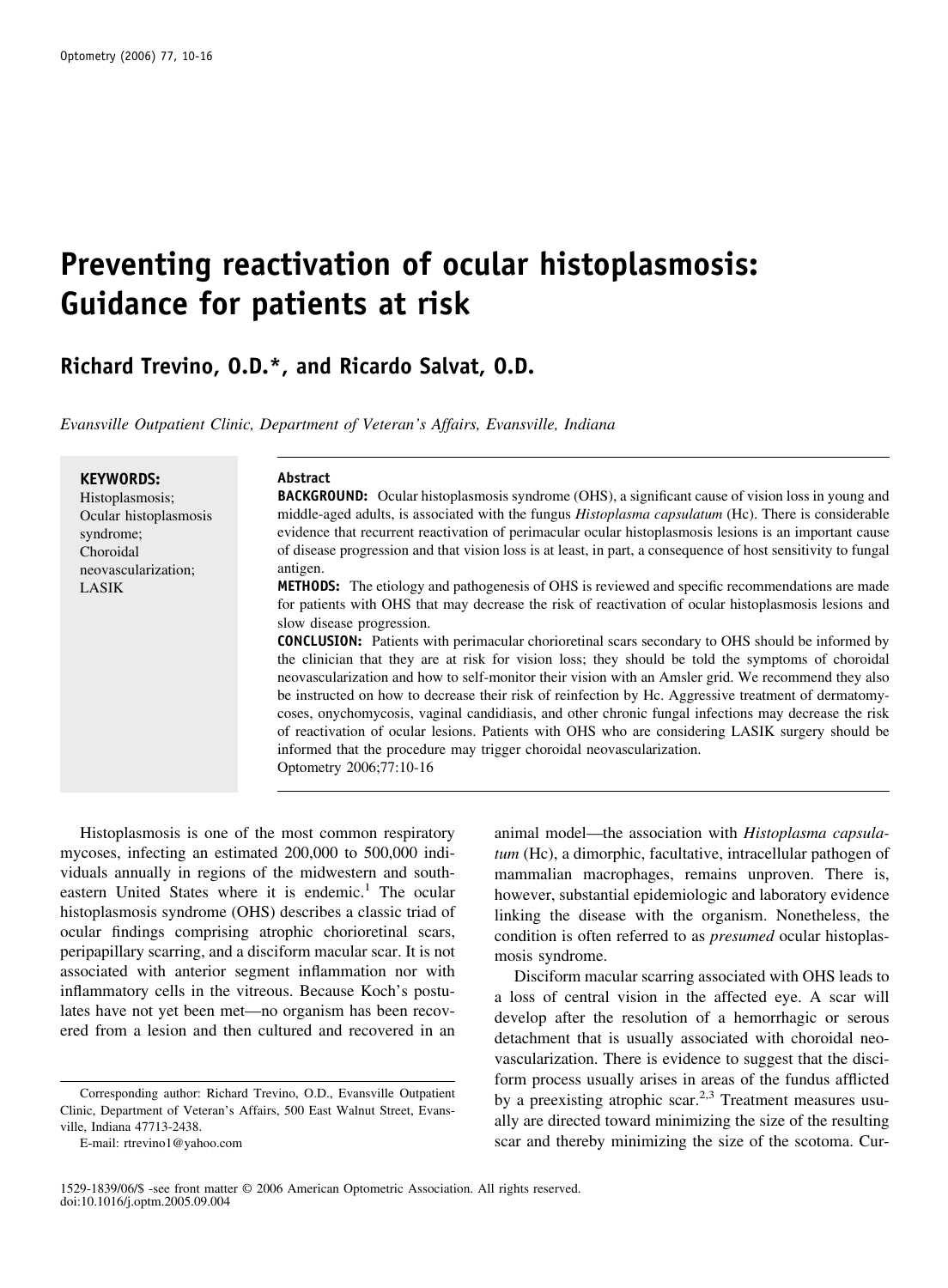# Preventing reactivation of ocular histoplasmosis: Guidance for patients at risk

**Richard Trevino, O.D.\*, and Ricardo Salvat, O.D.**

*Evansville Outpatient Clinic, Department of Veteran's Affairs, Evansville, Indiana*

**KEYWORDS:**
Histoplasmosis;
Ocular histoplasmosis syndrome;
Choroidal neovascularization;
LASIK

**Abstract**

**BACKGROUND:** Ocular histoplasmosis syndrome (OHS), a significant cause of vision loss in young and middle-aged adults, is associated with the fungus *Histoplasma capsulatum* (Hc). There is considerable evidence that recurrent reactivation of perimacular ocular histoplasmosis lesions is an important cause of disease progression and that vision loss is at least, in part, a consequence of host sensitivity to fungal antigen.

**METHODS:** The etiology and pathogenesis of OHS is reviewed and specific recommendations are made for patients with OHS that may decrease the risk of reactivation of ocular histoplasmosis lesions and slow disease progression.

**CONCLUSION:** Patients with perimacular chorioretinal scars secondary to OHS should be informed by the clinician that they are at risk for vision loss; they should be told the symptoms of choroidal neovascularization and how to self-monitor their vision with an Amsler grid. We recommend they also be instructed on how to decrease their risk of reinfection by Hc. Aggressive treatment of dermatomycoses, onychomycosis, vaginal candidiasis, and other chronic fungal infections may decrease the risk of reactivation of ocular lesions. Patients with OHS who are considering LASIK surgery should be informed that the procedure may trigger choroidal neovascularization.

Optometry 2006;77:10-16

Histoplasmosis is one of the most common respiratory mycoses, infecting an estimated 200,000 to 500,000 individuals annually in regions of the midwestern and southeastern United States where it is endemic.[1] The ocular histoplasmosis syndrome (OHS) describes a classic triad of ocular findings comprising atrophic chorioretinal scars, peripapillary scarring, and a disciform macular scar. It is not associated with anterior segment inflammation nor with inflammatory cells in the vitreous. Because Koch's postulates have not yet been met—no organism has been recovered from a lesion and then cultured and recovered in an animal model—the association with *Histoplasma capsulatum* (Hc), a dimorphic, facultative, intracellular pathogen of mammalian macrophages, remains unproven. There is, however, substantial epidemiologic and laboratory evidence linking the disease with the organism. Nonetheless, the condition is often referred to as *presumed* ocular histoplasmosis syndrome.

Disciform macular scarring associated with OHS leads to a loss of central vision in the affected eye. A scar will develop after the resolution of a hemorrhagic or serous detachment that is usually associated with choroidal neovascularization. There is evidence to suggest that the disciform process usually arises in areas of the fundus afflicted by a preexisting atrophic scar.[2,3] Treatment measures usually are directed toward minimizing the size of the resulting scar and thereby minimizing the size of the scotoma. Cur-

Corresponding author: Richard Trevino, O.D., Evansville Outpatient Clinic, Department of Veteran's Affairs, 500 East Walnut Street, Evansville, Indiana 47713-2438.

E-mail: rtrevino1@yahoo.com

1529-1839/06/$ -see front matter © 2006 American Optometric Association. All rights reserved.
doi:10.1016/j.optm.2005.09.004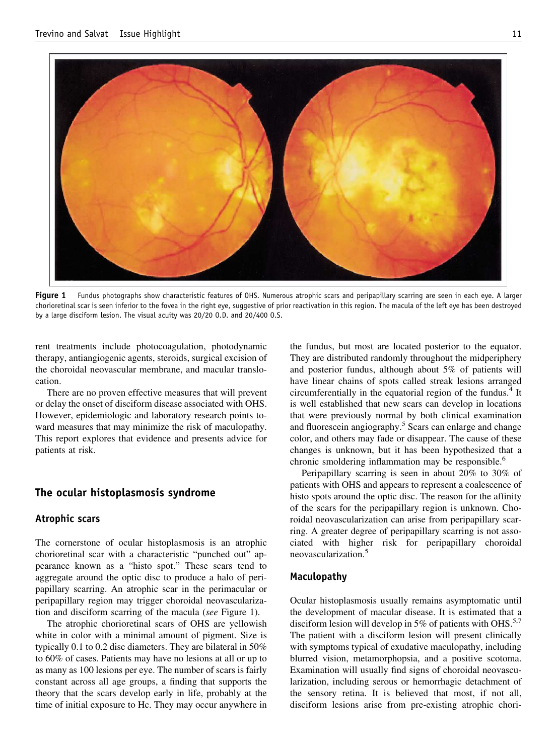**Figure 1** Fundus photographs show characteristic features of OHS. Numerous atrophic scars and peripapillary scarring are seen in each eye. A larger chorioretinal scar is seen inferior to the fovea in the right eye, suggestive of prior reactivation in this region. The macula of the left eye has been destroyed by a large disciform lesion. The visual acuity was 20/20 O.D. and 20/400 O.S.

rent treatments include photocoagulation, photodynamic therapy, antiangiogenic agents, steroids, surgical excision of the choroidal neovascular membrane, and macular translocation.

There are no proven effective measures that will prevent or delay the onset of disciform disease associated with OHS. However, epidemiologic and laboratory research points toward measures that may minimize the risk of maculopathy. This report explores that evidence and presents advice for patients at risk.

## The ocular histoplasmosis syndrome

### Atrophic scars

The cornerstone of ocular histoplasmosis is an atrophic chorioretinal scar with a characteristic "punched out" appearance known as a "histo spot." These scars tend to aggregate around the optic disc to produce a halo of peripapillary scarring. An atrophic scar in the perimacular or peripapillary region may trigger choroidal neovascularization and disciform scarring of the macula (*see* Figure 1).

The atrophic chorioretinal scars of OHS are yellowish white in color with a minimal amount of pigment. Size is typically 0.1 to 0.2 disc diameters. They are bilateral in 50% to 60% of cases. Patients may have no lesions at all or up to as many as 100 lesions per eye. The number of scars is fairly constant across all age groups, a finding that supports the theory that the scars develop early in life, probably at the time of initial exposure to Hc. They may occur anywhere in the fundus, but most are located posterior to the equator. They are distributed randomly throughout the midperiphery and posterior fundus, although about 5% of patients will have linear chains of spots called streak lesions arranged circumferentially in the equatorial region of the fundus.[4] It is well established that new scars can develop in locations that were previously normal by both clinical examination and fluorescein angiography.[5] Scars can enlarge and change color, and others may fade or disappear. The cause of these changes is unknown, but it has been hypothesized that a chronic smoldering inflammation may be responsible.[6]

Peripapillary scarring is seen in about 20% to 30% of patients with OHS and appears to represent a coalescence of histo spots around the optic disc. The reason for the affinity of the scars for the peripapillary region is unknown. Choroidal neovascularization can arise from peripapillary scarring. A greater degree of peripapillary scarring is not associated with higher risk for peripapillary choroidal neovascularization.[5]

### Maculopathy

Ocular histoplasmosis usually remains asymptomatic until the development of macular disease. It is estimated that a disciform lesion will develop in 5% of patients with OHS.[5,7] The patient with a disciform lesion will present clinically with symptoms typical of exudative maculopathy, including blurred vision, metamorphopsia, and a positive scotoma. Examination will usually find signs of choroidal neovascularization, including serous or hemorrhagic detachment of the sensory retina. It is believed that most, if not all, disciform lesions arise from pre-existing atrophic chori-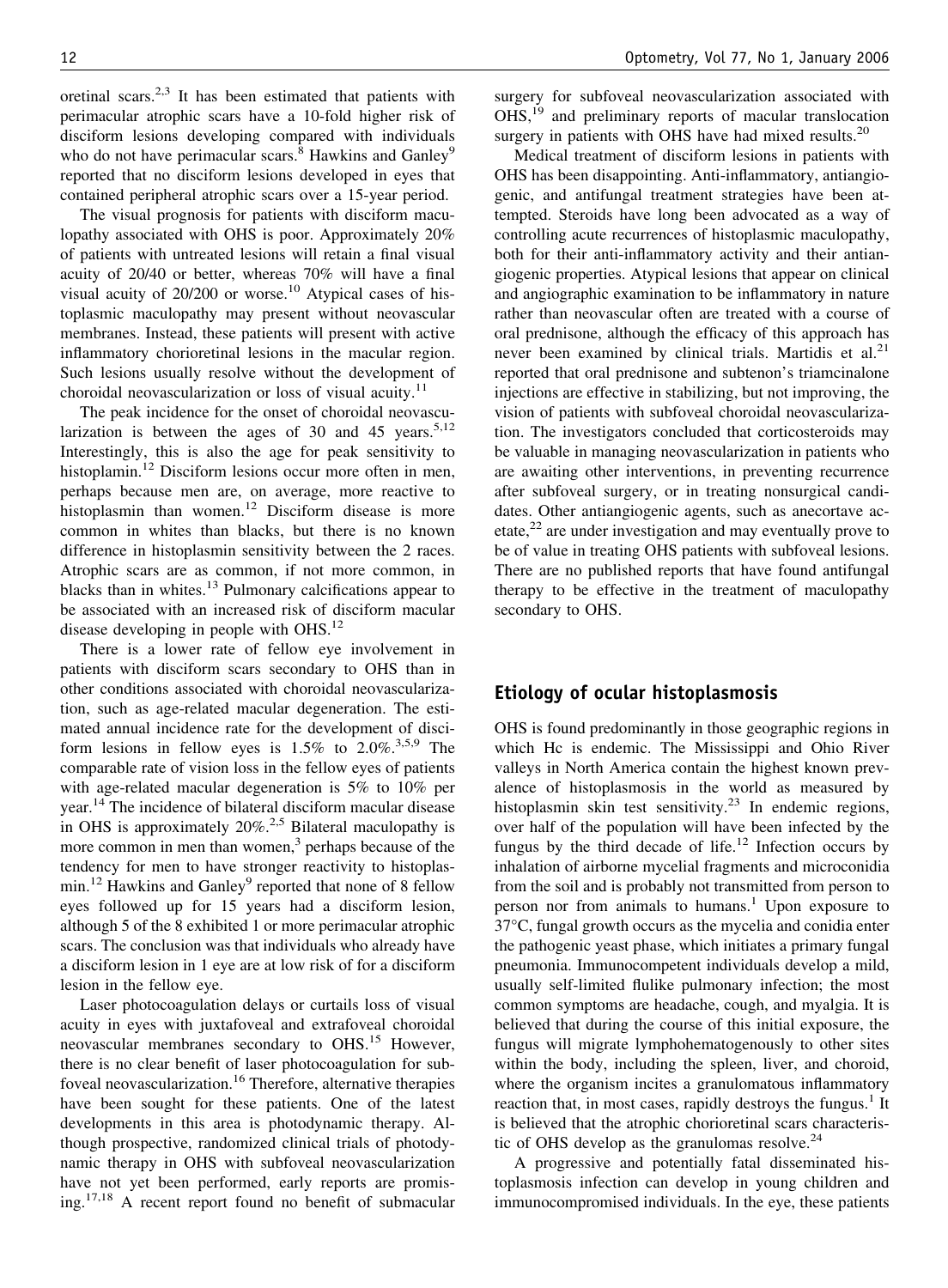oretinal scars.[2,3] It has been estimated that patients with perimacular atrophic scars have a 10-fold higher risk of disciform lesions developing compared with individuals who do not have perimacular scars.[8] Hawkins and Ganley[9] reported that no disciform lesions developed in eyes that contained peripheral atrophic scars over a 15-year period.

The visual prognosis for patients with disciform maculopathy associated with OHS is poor. Approximately 20% of patients with untreated lesions will retain a final visual acuity of 20/40 or better, whereas 70% will have a final visual acuity of 20/200 or worse.[10] Atypical cases of histoplasmic maculopathy may present without neovascular membranes. Instead, these patients will present with active inflammatory chorioretinal lesions in the macular region. Such lesions usually resolve without the development of choroidal neovascularization or loss of visual acuity.[11]

The peak incidence for the onset of choroidal neovascularization is between the ages of 30 and 45 years.[5,12] Interestingly, this is also the age for peak sensitivity to histoplamin.[12] Disciform lesions occur more often in men, perhaps because men are, on average, more reactive to histoplasmin than women.[12] Disciform disease is more common in whites than blacks, but there is no known difference in histoplasmin sensitivity between the 2 races. Atrophic scars are as common, if not more common, in blacks than in whites.[13] Pulmonary calcifications appear to be associated with an increased risk of disciform macular disease developing in people with OHS.[12]

There is a lower rate of fellow eye involvement in patients with disciform scars secondary to OHS than in other conditions associated with choroidal neovascularization, such as age-related macular degeneration. The estimated annual incidence rate for the development of disciform lesions in fellow eyes is 1.5% to 2.0%.[3,5,9] The comparable rate of vision loss in the fellow eyes of patients with age-related macular degeneration is 5% to 10% per year.[14] The incidence of bilateral disciform macular disease in OHS is approximately 20%.[2,5] Bilateral maculopathy is more common in men than women,[3] perhaps because of the tendency for men to have stronger reactivity to histoplasmin.[12] Hawkins and Ganley[9] reported that none of 8 fellow eyes followed up for 15 years had a disciform lesion, although 5 of the 8 exhibited 1 or more perimacular atrophic scars. The conclusion was that individuals who already have a disciform lesion in 1 eye are at low risk of for a disciform lesion in the fellow eye.

Laser photocoagulation delays or curtails loss of visual acuity in eyes with juxtafoveal and extrafoveal choroidal neovascular membranes secondary to OHS.[15] However, there is no clear benefit of laser photocoagulation for subfoveal neovascularization.[16] Therefore, alternative therapies have been sought for these patients. One of the latest developments in this area is photodynamic therapy. Although prospective, randomized clinical trials of photodynamic therapy in OHS with subfoveal neovascularization have not yet been performed, early reports are promising.[17,18] A recent report found no benefit of submacular surgery for subfoveal neovascularization associated with OHS,[19] and preliminary reports of macular translocation surgery in patients with OHS have had mixed results.[20]

Medical treatment of disciform lesions in patients with OHS has been disappointing. Anti-inflammatory, antiangiogenic, and antifungal treatment strategies have been attempted. Steroids have long been advocated as a way of controlling acute recurrences of histoplasmic maculopathy, both for their anti-inflammatory activity and their antiangiogenic properties. Atypical lesions that appear on clinical and angiographic examination to be inflammatory in nature rather than neovascular often are treated with a course of oral prednisone, although the efficacy of this approach has never been examined by clinical trials. Martidis et al.[21] reported that oral prednisone and subtenon's triamcinalone injections are effective in stabilizing, but not improving, the vision of patients with subfoveal choroidal neovascularization. The investigators concluded that corticosteroids may be valuable in managing neovascularization in patients who are awaiting other interventions, in preventing recurrence after subfoveal surgery, or in treating nonsurgical candidates. Other antiangiogenic agents, such as anecortave acetate,[22] are under investigation and may eventually prove to be of value in treating OHS patients with subfoveal lesions. There are no published reports that have found antifungal therapy to be effective in the treatment of maculopathy secondary to OHS.

## Etiology of ocular histoplasmosis

OHS is found predominantly in those geographic regions in which Hc is endemic. The Mississippi and Ohio River valleys in North America contain the highest known prevalence of histoplasmosis in the world as measured by histoplasmin skin test sensitivity.[23] In endemic regions, over half of the population will have been infected by the fungus by the third decade of life.[12] Infection occurs by inhalation of airborne mycelial fragments and microconidia from the soil and is probably not transmitted from person to person nor from animals to humans.[1] Upon exposure to 37°C, fungal growth occurs as the mycelia and conidia enter the pathogenic yeast phase, which initiates a primary fungal pneumonia. Immunocompetent individuals develop a mild, usually self-limited flulike pulmonary infection; the most common symptoms are headache, cough, and myalgia. It is believed that during the course of this initial exposure, the fungus will migrate lymphohematogenously to other sites within the body, including the spleen, liver, and choroid, where the organism incites a granulomatous inflammatory reaction that, in most cases, rapidly destroys the fungus.[1] It is believed that the atrophic chorioretinal scars characteristic of OHS develop as the granulomas resolve.[24]

A progressive and potentially fatal disseminated histoplasmosis infection can develop in young children and immunocompromised individuals. In the eye, these patients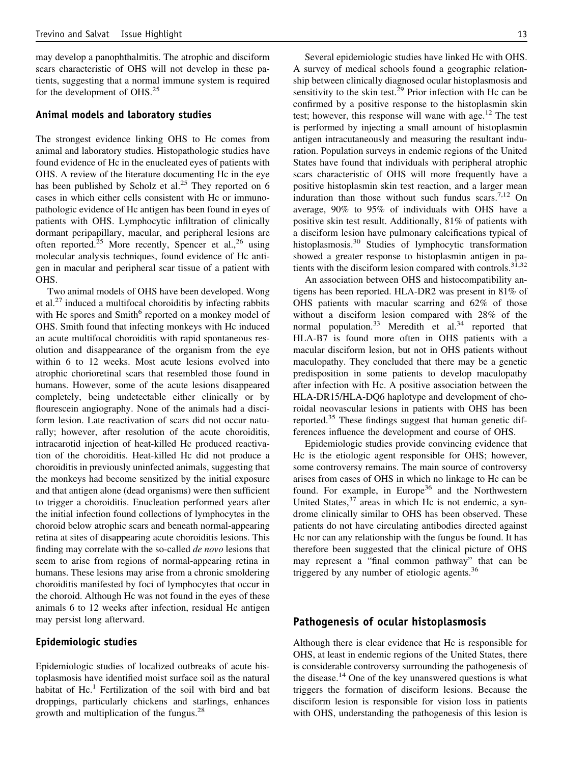may develop a panophthalmitis. The atrophic and disciform scars characteristic of OHS will not develop in these patients, suggesting that a normal immune system is required for the development of OHS.[25]

### Animal models and laboratory studies

The strongest evidence linking OHS to Hc comes from animal and laboratory studies. Histopathologic studies have found evidence of Hc in the enucleated eyes of patients with OHS. A review of the literature documenting Hc in the eye has been published by Scholz et al.[25] They reported on 6 cases in which either cells consistent with Hc or immunopathologic evidence of Hc antigen has been found in eyes of patients with OHS. Lymphocytic infiltration of clinically dormant peripapillary, macular, and peripheral lesions are often reported.[25] More recently, Spencer et al.,[26] using molecular analysis techniques, found evidence of Hc antigen in macular and peripheral scar tissue of a patient with OHS.

Two animal models of OHS have been developed. Wong et al.[27] induced a multifocal choroiditis by infecting rabbits with Hc spores and Smith[6] reported on a monkey model of OHS. Smith found that infecting monkeys with Hc induced an acute multifocal choroiditis with rapid spontaneous resolution and disappearance of the organism from the eye within 6 to 12 weeks. Most acute lesions evolved into atrophic chorioretinal scars that resembled those found in humans. However, some of the acute lesions disappeared completely, being undetectable either clinically or by flourescein angiography. None of the animals had a disciform lesion. Late reactivation of scars did not occur naturally; however, after resolution of the acute choroiditis, intracarotid injection of heat-killed Hc produced reactivation of the choroiditis. Heat-killed Hc did not produce a choroiditis in previously uninfected animals, suggesting that the monkeys had become sensitized by the initial exposure and that antigen alone (dead organisms) were then sufficient to trigger a choroiditis. Enucleation performed years after the initial infection found collections of lymphocytes in the choroid below atrophic scars and beneath normal-appearing retina at sites of disappearing acute choroiditis lesions. This finding may correlate with the so-called *de novo* lesions that seem to arise from regions of normal-appearing retina in humans. These lesions may arise from a chronic smoldering choroiditis manifested by foci of lymphocytes that occur in the choroid. Although Hc was not found in the eyes of these animals 6 to 12 weeks after infection, residual Hc antigen may persist long afterward.

### Epidemiologic studies

Epidemiologic studies of localized outbreaks of acute histoplasmosis have identified moist surface soil as the natural habitat of Hc.[1] Fertilization of the soil with bird and bat droppings, particularly chickens and starlings, enhances growth and multiplication of the fungus.[28]

Several epidemiologic studies have linked Hc with OHS. A survey of medical schools found a geographic relationship between clinically diagnosed ocular histoplasmosis and sensitivity to the skin test.[29] Prior infection with Hc can be confirmed by a positive response to the histoplasmin skin test; however, this response will wane with age.[12] The test is performed by injecting a small amount of histoplasmin antigen intracutaneously and measuring the resultant induration. Population surveys in endemic regions of the United States have found that individuals with peripheral atrophic scars characteristic of OHS will more frequently have a positive histoplasmin skin test reaction, and a larger mean induration than those without such fundus scars.[7,12] On average, 90% to 95% of individuals with OHS have a positive skin test result. Additionally, 81% of patients with a disciform lesion have pulmonary calcifications typical of histoplasmosis.[30] Studies of lymphocytic transformation showed a greater response to histoplasmin antigen in patients with the disciform lesion compared with controls.[31,32]

An association between OHS and histocompatibility antigens has been reported. HLA-DR2 was present in 81% of OHS patients with macular scarring and 62% of those without a disciform lesion compared with 28% of the normal population.[33] Meredith et al.[34] reported that HLA-B7 is found more often in OHS patients with a macular disciform lesion, but not in OHS patients without maculopathy. They concluded that there may be a genetic predisposition in some patients to develop maculopathy after infection with Hc. A positive association between the HLA-DR15/HLA-DQ6 haplotype and development of choroidal neovascular lesions in patients with OHS has been reported.[35] These findings suggest that human genetic differences influence the development and course of OHS.

Epidemiologic studies provide convincing evidence that Hc is the etiologic agent responsible for OHS; however, some controversy remains. The main source of controversy arises from cases of OHS in which no linkage to Hc can be found. For example, in Europe[36] and the Northwestern United States,[37] areas in which Hc is not endemic, a syndrome clinically similar to OHS has been observed. These patients do not have circulating antibodies directed against Hc nor can any relationship with the fungus be found. It has therefore been suggested that the clinical picture of OHS may represent a "final common pathway" that can be triggered by any number of etiologic agents.[36]

## Pathogenesis of ocular histoplasmosis

Although there is clear evidence that Hc is responsible for OHS, at least in endemic regions of the United States, there is considerable controversy surrounding the pathogenesis of the disease.[14] One of the key unanswered questions is what triggers the formation of disciform lesions. Because the disciform lesion is responsible for vision loss in patients with OHS, understanding the pathogenesis of this lesion is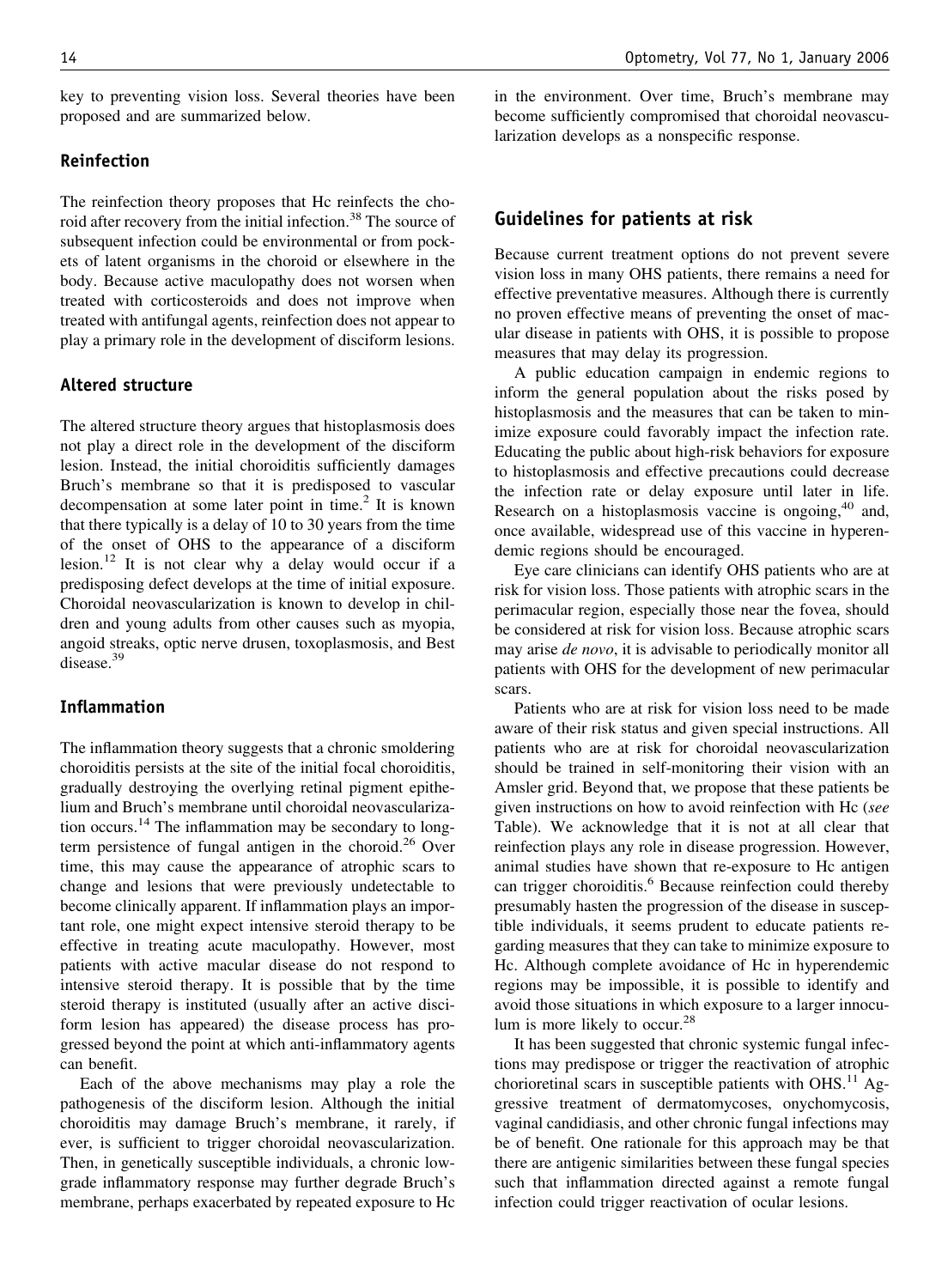key to preventing vision loss. Several theories have been proposed and are summarized below.

### Reinfection

The reinfection theory proposes that Hc reinfects the choroid after recovery from the initial infection.[38] The source of subsequent infection could be environmental or from pockets of latent organisms in the choroid or elsewhere in the body. Because active maculopathy does not worsen when treated with corticosteroids and does not improve when treated with antifungal agents, reinfection does not appear to play a primary role in the development of disciform lesions.

### Altered structure

The altered structure theory argues that histoplasmosis does not play a direct role in the development of the disciform lesion. Instead, the initial choroiditis sufficiently damages Bruch's membrane so that it is predisposed to vascular decompensation at some later point in time.[2] It is known that there typically is a delay of 10 to 30 years from the time of the onset of OHS to the appearance of a disciform lesion.[12] It is not clear why a delay would occur if a predisposing defect develops at the time of initial exposure. Choroidal neovascularization is known to develop in children and young adults from other causes such as myopia, angoid streaks, optic nerve drusen, toxoplasmosis, and Best disease.[39]

### Inflammation

The inflammation theory suggests that a chronic smoldering choroiditis persists at the site of the initial focal choroiditis, gradually destroying the overlying retinal pigment epithelium and Bruch's membrane until choroidal neovascularization occurs.[14] The inflammation may be secondary to long-term persistence of fungal antigen in the choroid.[26] Over time, this may cause the appearance of atrophic scars to change and lesions that were previously undetectable to become clinically apparent. If inflammation plays an important role, one might expect intensive steroid therapy to be effective in treating acute maculopathy. However, most patients with active macular disease do not respond to intensive steroid therapy. It is possible that by the time steroid therapy is instituted (usually after an active disciform lesion has appeared) the disease process has progressed beyond the point at which anti-inflammatory agents can benefit.

Each of the above mechanisms may play a role the pathogenesis of the disciform lesion. Although the initial choroiditis may damage Bruch's membrane, it rarely, if ever, is sufficient to trigger choroidal neovascularization. Then, in genetically susceptible individuals, a chronic low-grade inflammatory response may further degrade Bruch's membrane, perhaps exacerbated by repeated exposure to Hc in the environment. Over time, Bruch's membrane may become sufficiently compromised that choroidal neovascularization develops as a nonspecific response.

## Guidelines for patients at risk

Because current treatment options do not prevent severe vision loss in many OHS patients, there remains a need for effective preventative measures. Although there is currently no proven effective means of preventing the onset of macular disease in patients with OHS, it is possible to propose measures that may delay its progression.

A public education campaign in endemic regions to inform the general population about the risks posed by histoplasmosis and the measures that can be taken to minimize exposure could favorably impact the infection rate. Educating the public about high-risk behaviors for exposure to histoplasmosis and effective precautions could decrease the infection rate or delay exposure until later in life. Research on a histoplasmosis vaccine is ongoing,[40] and, once available, widespread use of this vaccine in hyperendemic regions should be encouraged.

Eye care clinicians can identify OHS patients who are at risk for vision loss. Those patients with atrophic scars in the perimacular region, especially those near the fovea, should be considered at risk for vision loss. Because atrophic scars may arise *de novo*, it is advisable to periodically monitor all patients with OHS for the development of new perimacular scars.

Patients who are at risk for vision loss need to be made aware of their risk status and given special instructions. All patients who are at risk for choroidal neovascularization should be trained in self-monitoring their vision with an Amsler grid. Beyond that, we propose that these patients be given instructions on how to avoid reinfection with Hc (*see* Table). We acknowledge that it is not at all clear that reinfection plays any role in disease progression. However, animal studies have shown that re-exposure to Hc antigen can trigger choroiditis.[6] Because reinfection could thereby presumably hasten the progression of the disease in susceptible individuals, it seems prudent to educate patients regarding measures that they can take to minimize exposure to Hc. Although complete avoidance of Hc in hyperendemic regions may be impossible, it is possible to identify and avoid those situations in which exposure to a larger innoculum is more likely to occur.[28]

It has been suggested that chronic systemic fungal infections may predispose or trigger the reactivation of atrophic chorioretinal scars in susceptible patients with OHS.[11] Aggressive treatment of dermatomycoses, onychomycosis, vaginal candidiasis, and other chronic fungal infections may be of benefit. One rationale for this approach may be that there are antigenic similarities between these fungal species such that inflammation directed against a remote fungal infection could trigger reactivation of ocular lesions.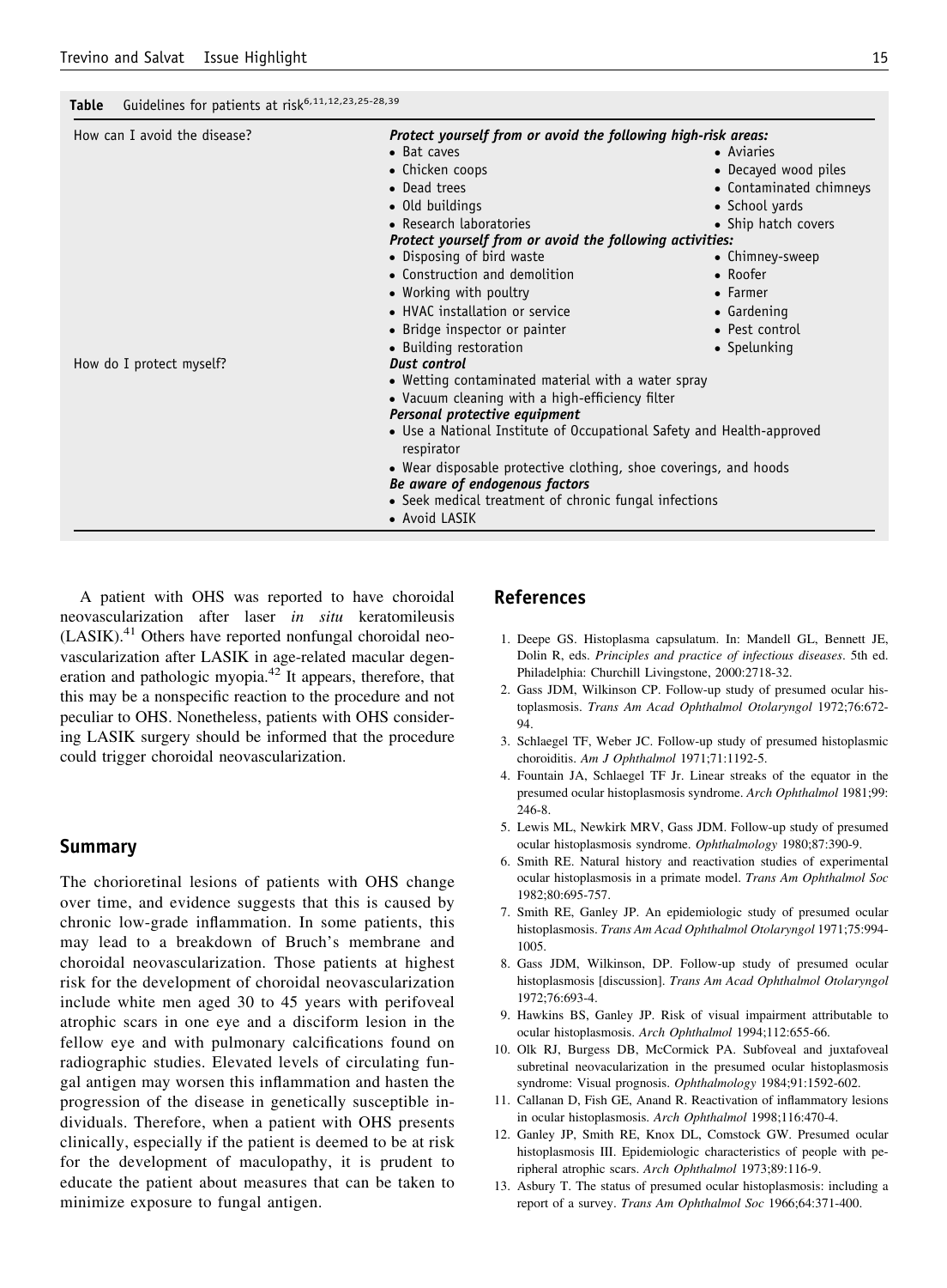**Table** Guidelines for patients at risk[6,11,12,23,25-28,39]

| | | |
|---|---|---|
| How can I avoid the disease? | ***Protect yourself from or avoid the following high-risk areas:*** | |
| | • Bat caves | • Aviaries |
| | • Chicken coops | • Decayed wood piles |
| | • Dead trees | • Contaminated chimneys |
| | • Old buildings | • School yards |
| | • Research laboratories | • Ship hatch covers |
| | ***Protect yourself from or avoid the following activities:*** | |
| | • Disposing of bird waste | • Chimney-sweep |
| | • Construction and demolition | • Roofer |
| | • Working with poultry | • Farmer |
| | • HVAC installation or service | • Gardening |
| | • Bridge inspector or painter | • Pest control |
| | • Building restoration | • Spelunking |
| How do I protect myself? | ***Dust control*** | |
| | • Wetting contaminated material with a water spray | |
| | • Vacuum cleaning with a high-efficiency filter | |
| | ***Personal protective equipment*** | |
| | • Use a National Institute of Occupational Safety and Health-approved respirator | |
| | • Wear disposable protective clothing, shoe coverings, and hoods | |
| | ***Be aware of endogenous factors*** | |
| | • Seek medical treatment of chronic fungal infections | |
| | • Avoid LASIK | |

A patient with OHS was reported to have choroidal neovascularization after laser *in situ* keratomileusis (LASIK).[41] Others have reported nonfungal choroidal neovascularization after LASIK in age-related macular degeneration and pathologic myopia.[42] It appears, therefore, that this may be a nonspecific reaction to the procedure and not peculiar to OHS. Nonetheless, patients with OHS considering LASIK surgery should be informed that the procedure could trigger choroidal neovascularization.

## Summary

The chorioretinal lesions of patients with OHS change over time, and evidence suggests that this is caused by chronic low-grade inflammation. In some patients, this may lead to a breakdown of Bruch's membrane and choroidal neovascularization. Those patients at highest risk for the development of choroidal neovascularization include white men aged 30 to 45 years with perifoveal atrophic scars in one eye and a disciform lesion in the fellow eye and with pulmonary calcifications found on radiographic studies. Elevated levels of circulating fungal antigen may worsen this inflammation and hasten the progression of the disease in genetically susceptible individuals. Therefore, when a patient with OHS presents clinically, especially if the patient is deemed to be at risk for the development of maculopathy, it is prudent to educate the patient about measures that can be taken to minimize exposure to fungal antigen.

## References

1. Deepe GS. Histoplasma capsulatum. In: Mandell GL, Bennett JE, Dolin R, eds. *Principles and practice of infectious diseases*. 5th ed. Philadelphia: Churchill Livingstone, 2000:2718-32.
2. Gass JDM, Wilkinson CP. Follow-up study of presumed ocular histoplasmosis. *Trans Am Acad Ophthalmol Otolaryngol* 1972;76:672-94.
3. Schlaegel TF, Weber JC. Follow-up study of presumed histoplasmic choroiditis. *Am J Ophthalmol* 1971;71:1192-5.
4. Fountain JA, Schlaegel TF Jr. Linear streaks of the equator in the presumed ocular histoplasmosis syndrome. *Arch Ophthalmol* 1981;99:246-8.
5. Lewis ML, Newkirk MRV, Gass JDM. Follow-up study of presumed ocular histoplasmosis syndrome. *Ophthalmology* 1980;87:390-9.
6. Smith RE. Natural history and reactivation studies of experimental ocular histoplasmosis in a primate model. *Trans Am Ophthalmol Soc* 1982;80:695-757.
7. Smith RE, Ganley JP. An epidemiologic study of presumed ocular histoplasmosis. *Trans Am Acad Ophthalmol Otolaryngol* 1971;75:994-1005.
8. Gass JDM, Wilkinson, DP. Follow-up study of presumed ocular histoplasmosis [discussion]. *Trans Am Acad Ophthalmol Otolaryngol* 1972;76:693-4.
9. Hawkins BS, Ganley JP. Risk of visual impairment attributable to ocular histoplasmosis. *Arch Ophthalmol* 1994;112:655-66.
10. Olk RJ, Burgess DB, McCormick PA. Subfoveal and juxtafoveal subretinal neovascularization in the presumed ocular histoplasmosis syndrome: Visual prognosis. *Ophthalmology* 1984;91:1592-602.
11. Callanan D, Fish GE, Anand R. Reactivation of inflammatory lesions in ocular histoplasmosis. *Arch Ophthalmol* 1998;116:470-4.
12. Ganley JP, Smith RE, Knox DL, Comstock GW. Presumed ocular histoplasmosis III. Epidemiologic characteristics of people with peripheral atrophic scars. *Arch Ophthalmol* 1973;89:116-9.
13. Asbury T. The status of presumed ocular histoplasmosis: including a report of a survey. *Trans Am Ophthalmol Soc* 1966;64:371-400.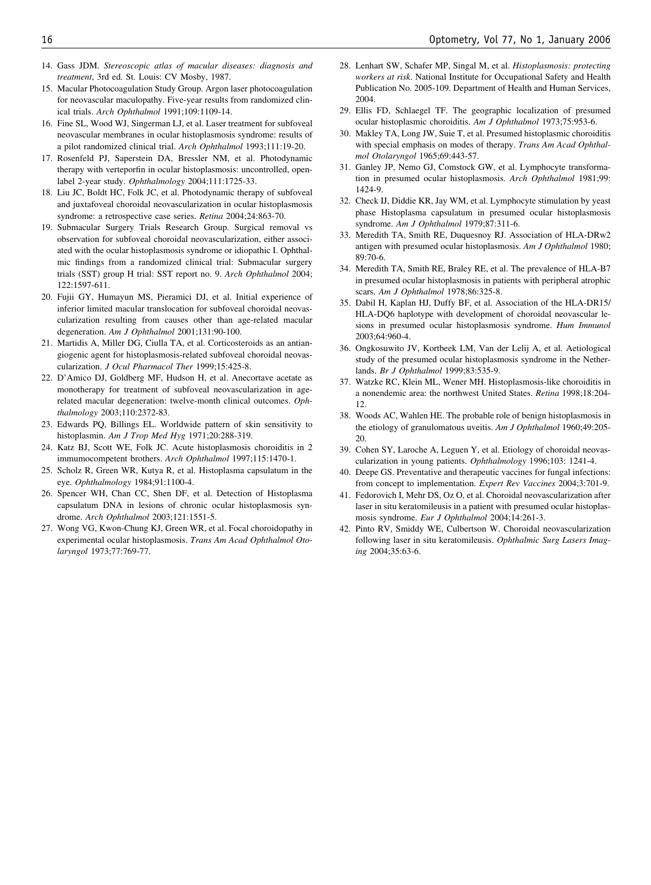14. Gass JDM. *Stereoscopic atlas of macular diseases: diagnosis and treatment*, 3rd ed. St. Louis: CV Mosby, 1987.
15. Macular Photocoagulation Study Group. Argon laser photocoagulation for neovascular maculopathy. Five-year results from randomized clinical trials. *Arch Ophthalmol* 1991;109:1109-14.
16. Fine SL, Wood WJ, Singerman LJ, et al. Laser treatment for subfoveal neovascular membranes in ocular histoplasmosis syndrome: results of a pilot randomized clinical trial. *Arch Ophthalmol* 1993;111:19-20.
17. Rosenfeld PJ, Saperstein DA, Bressler NM, et al. Photodynamic therapy with verteporfin in ocular histoplasmosis: uncontrolled, open-label 2-year study. *Ophthalmology* 2004;111:1725-33.
18. Liu JC, Boldt HC, Folk JC, et al. Photodynamic therapy of subfoveal and juxtafoveal choroidal neovascularization in ocular histoplasmosis syndrome: a retrospective case series. *Retina* 2004;24:863-70.
19. Submacular Surgery Trials Research Group. Surgical removal vs observation for subfoveal choroidal neovascularization, either associated with the ocular histoplasmosis syndrome or idiopathic I. Ophthalmic findings from a randomized clinical trial: Submacular surgery trials (SST) group H trial: SST report no. 9. *Arch Ophthalmol* 2004;122:1597-611.
20. Fujii GY, Humayun MS, Pieramici DJ, et al. Initial experience of inferior limited macular translocation for subfoveal choroidal neovascularization resulting from causes other than age-related macular degeneration. *Am J Ophthalmol* 2001;131:90-100.
21. Martidis A, Miller DG, Ciulla TA, et al. Corticosteroids as an antiangiogenic agent for histoplasmosis-related subfoveal choroidal neovascularization. *J Ocul Pharmacol Ther* 1999;15:425-8.
22. D'Amico DJ, Goldberg MF, Hudson H, et al. Anecortave acetate as monotherapy for treatment of subfoveal neovascularization in age-related macular degeneration: twelve-month clinical outcomes. *Ophthalmology* 2003;110:2372-83.
23. Edwards PQ, Billings EL. Worldwide pattern of skin sensitivity to histoplasmin. *Am J Trop Med Hyg* 1971;20:288-319.
24. Katz BJ, Scott WE, Folk JC. Acute histoplasmosis choroiditis in 2 immunocompetent brothers. *Arch Ophthalmol* 1997;115:1470-1.
25. Scholz R, Green WR, Kutya R, et al. Histoplasma capsulatum in the eye. *Ophthalmology* 1984;91:1100-4.
26. Spencer WH, Chan CC, Shen DF, et al. Detection of Histoplasma capsulatum DNA in lesions of chronic ocular histoplasmosis syndrome. *Arch Ophthalmol* 2003;121:1551-5.
27. Wong VG, Kwon-Chung KJ, Green WR, et al. Focal choroidopathy in experimental ocular histoplasmosis. *Trans Am Acad Ophthalmol Otolaryngol* 1973;77:769-77.
28. Lenhart SW, Schafer MP, Singal M, et al. *Histoplasmosis: protecting workers at risk*. National Institute for Occupational Safety and Health Publication No. 2005-109. Department of Health and Human Services, 2004.
29. Ellis FD, Schlaegel TF. The geographic localization of presumed ocular histoplasmic choroiditis. *Am J Ophthalmol* 1973;75:953-6.
30. Makley TA, Long JW, Suie T, et al. Presumed histoplasmic choroiditis with special emphasis on modes of therapy. *Trans Am Acad Ophthalmol Otolaryngol* 1965;69:443-57.
31. Ganley JP, Nemo GJ, Comstock GW, et al. Lymphocyte transformation in presumed ocular histoplasmosis. *Arch Ophthalmol* 1981;99:1424-9.
32. Check IJ, Diddie KR, Jay WM, et al. Lymphocyte stimulation by yeast phase Histoplasma capsulatum in presumed ocular histoplasmosis syndrome. *Am J Ophthalmol* 1979;87:311-6.
33. Meredith TA, Smith RE, Duquesnoy RJ. Association of HLA-DRw2 antigen with presumed ocular histoplasmosis. *Am J Ophthalmol* 1980;89:70-6.
34. Meredith TA, Smith RE, Braley RE, et al. The prevalence of HLA-B7 in presumed ocular histoplasmosis in patients with peripheral atrophic scars. *Am J Ophthalmol* 1978;86:325-8.
35. Dabil H, Kaplan HJ, Duffy BF, et al. Association of the HLA-DR15/HLA-DQ6 haplotype with development of choroidal neovascular lesions in presumed ocular histoplasmosis syndrome. *Hum Immunol* 2003;64:960-4.
36. Ongkosuwito JV, Kortbeek LM, Van der Lelij A, et al. Aetiological study of the presumed ocular histoplasmosis syndrome in the Netherlands. *Br J Ophthalmol* 1999;83:535-9.
37. Watzke RC, Klein ML, Wener MH. Histoplasmosis-like choroiditis in a nonendemic area: the northwest United States. *Retina* 1998;18:204-12.
38. Woods AC, Wahlen HE. The probable role of benign histoplasmosis in the etiology of granulomatous uveitis. *Am J Ophthalmol* 1960;49:205-20.
39. Cohen SY, Laroche A, Leguen Y, et al. Etiology of choroidal neovascularization in young patients. *Ophthalmology* 1996;103: 1241-4.
40. Deepe GS. Preventative and therapeutic vaccines for fungal infections: from concept to implementation. *Expert Rev Vaccines* 2004;3:701-9.
41. Fedorovich I, Mehr DS, Oz O, et al. Choroidal neovascularization after laser in situ keratomileusis in a patient with presumed ocular histoplasmosis syndrome. *Eur J Ophthalmol* 2004;14:261-3.
42. Pinto RV, Smiddy WE, Culbertson W. Choroidal neovascularization following laser in situ keratomileusis. *Ophthalmic Surg Lasers Imaging* 2004;35:63-6.